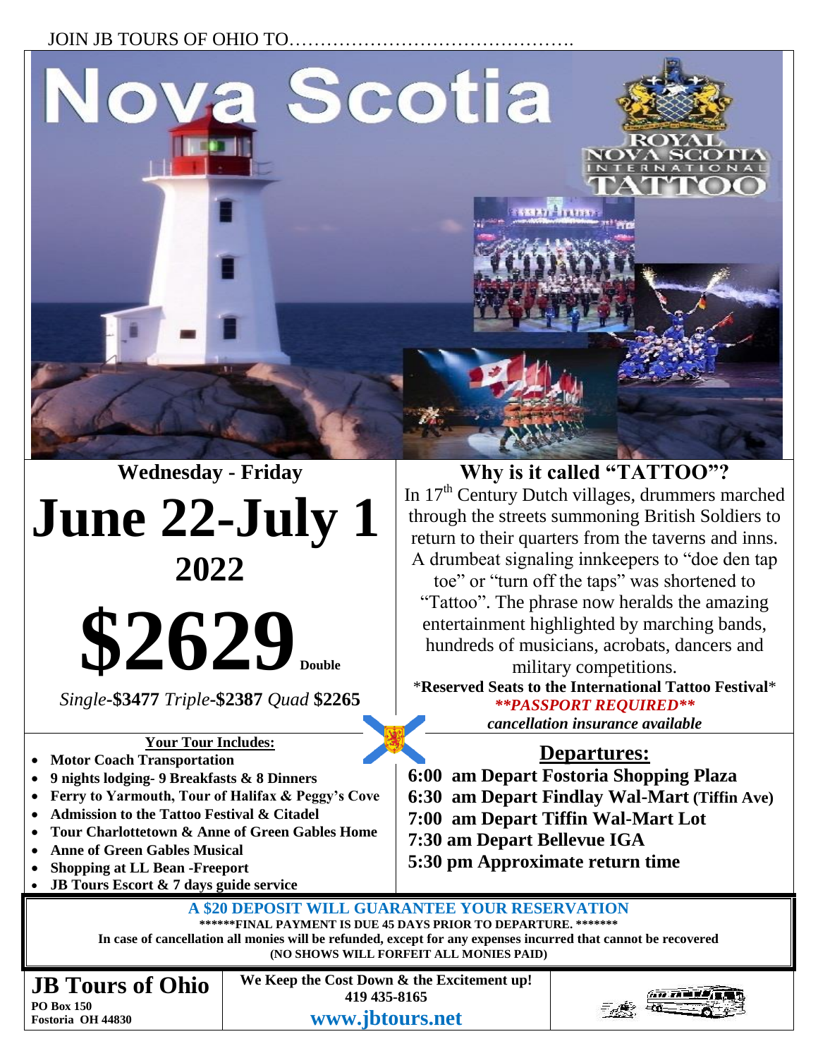JOIN JB TOURS OF OHIO TO……………………………………….

# Nova Scotia

ROYAL NOVA SCOTIA INTERNATIONAL TATTOO

**Wednesday - Friday**

# June 22-July 1

## 2022

# $2629 Double

*Single*-**$3477** *Triple*-**$2387** *Quad* **$2265**

## Why is it called "TATTOO"?

In 17th Century Dutch villages, drummers marched through the streets summoning British Soldiers to return to their quarters from the taverns and inns. A drumbeat signaling innkeepers to "doe den tap toe" or "turn off the taps" was shortened to "Tattoo". The phrase now heralds the amazing entertainment highlighted by marching bands, hundreds of musicians, acrobats, dancers and military competitions.

\***Reserved Seats to the International Tattoo Festival**\*

***\*\*PASSPORT REQUIRED\*\****

*cancellation insurance available*

**Your Tour Includes:**

- **Motor Coach Transportation**
- **9 nights lodging- 9 Breakfasts & 8 Dinners**
- **Ferry to Yarmouth, Tour of Halifax & Peggy's Cove**
- **Admission to the Tattoo Festival & Citadel**
- **Tour Charlottetown & Anne of Green Gables Home**
- **Anne of Green Gables Musical**
- **Shopping at LL Bean -Freeport**
- **JB Tours Escort & 7 days guide service**

## Departures:

**6:00 am Depart Fostoria Shopping Plaza**
**6:30 am Depart Findlay Wal-Mart (Tiffin Ave)**
**7:00 am Depart Tiffin Wal-Mart Lot**
**7:30 am Depart Bellevue IGA**
**5:30 pm Approximate return time**

**A $20 DEPOSIT WILL GUARANTEE YOUR RESERVATION**

**\*\*\*\*\*\*FINAL PAYMENT IS DUE 45 DAYS PRIOR TO DEPARTURE. \*\*\*\*\*\*\***

**In case of cancellation all monies will be refunded, except for any expenses incurred that cannot be recovered**

**(NO SHOWS WILL FORFEIT ALL MONIES PAID)**

**JB Tours of Ohio**
**PO Box 150**
**Fostoria OH 44830**

**We Keep the Cost Down & the Excitement up!**
**419 435-8165**
**www.jbtours.net**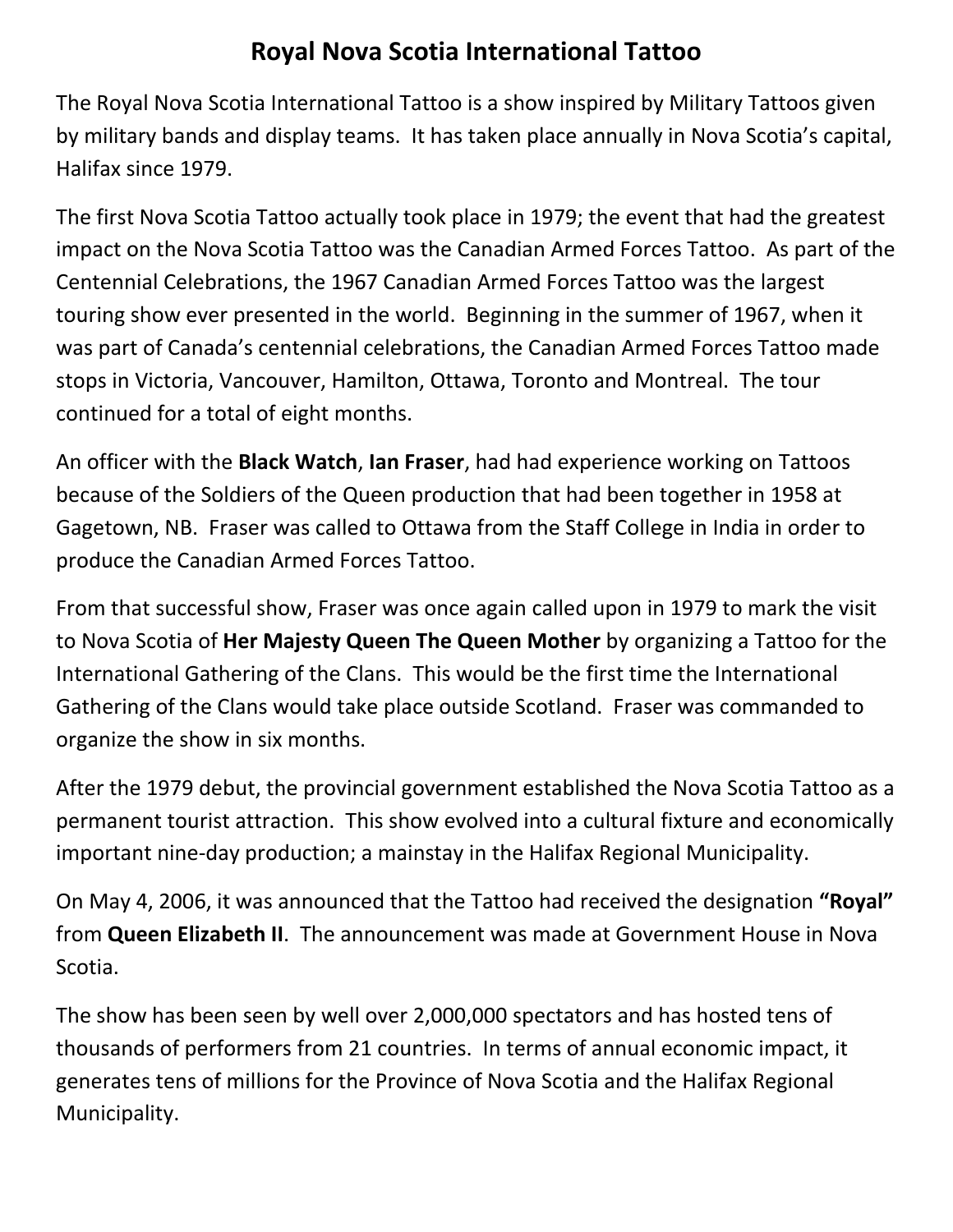# Royal Nova Scotia International Tattoo

The Royal Nova Scotia International Tattoo is a show inspired by Military Tattoos given by military bands and display teams. It has taken place annually in Nova Scotia's capital, Halifax since 1979.

The first Nova Scotia Tattoo actually took place in 1979; the event that had the greatest impact on the Nova Scotia Tattoo was the Canadian Armed Forces Tattoo. As part of the Centennial Celebrations, the 1967 Canadian Armed Forces Tattoo was the largest touring show ever presented in the world. Beginning in the summer of 1967, when it was part of Canada's centennial celebrations, the Canadian Armed Forces Tattoo made stops in Victoria, Vancouver, Hamilton, Ottawa, Toronto and Montreal. The tour continued for a total of eight months.

An officer with the **Black Watch**, **Ian Fraser**, had had experience working on Tattoos because of the Soldiers of the Queen production that had been together in 1958 at Gagetown, NB. Fraser was called to Ottawa from the Staff College in India in order to produce the Canadian Armed Forces Tattoo.

From that successful show, Fraser was once again called upon in 1979 to mark the visit to Nova Scotia of **Her Majesty Queen The Queen Mother** by organizing a Tattoo for the International Gathering of the Clans. This would be the first time the International Gathering of the Clans would take place outside Scotland. Fraser was commanded to organize the show in six months.

After the 1979 debut, the provincial government established the Nova Scotia Tattoo as a permanent tourist attraction. This show evolved into a cultural fixture and economically important nine-day production; a mainstay in the Halifax Regional Municipality.

On May 4, 2006, it was announced that the Tattoo had received the designation **"Royal"** from **Queen Elizabeth II**. The announcement was made at Government House in Nova Scotia.

The show has been seen by well over 2,000,000 spectators and has hosted tens of thousands of performers from 21 countries. In terms of annual economic impact, it generates tens of millions for the Province of Nova Scotia and the Halifax Regional Municipality.